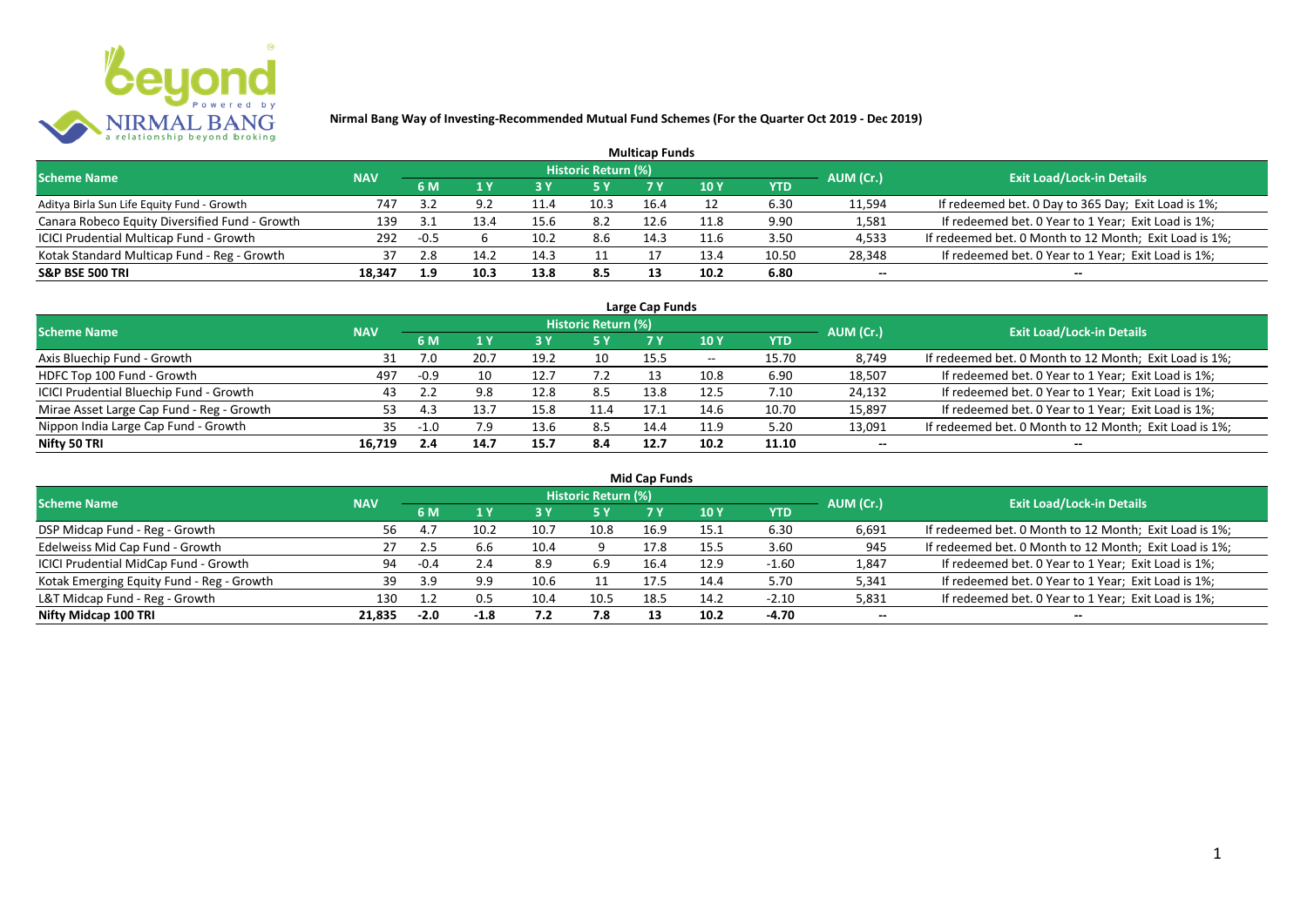# Nirmal Bang Way of Investing-Recommended Mutual Fund Schemes (For the Quarter Oct 2019 - Dec 2019)

## Multicap Funds

| Scheme Name | NAV | Historic Return (%) | | | | | | | AUM (Cr.) | Exit Load/Lock-in Details |
|---|---|---|---|---|---|---|---|---|---|---|
| | | 6 M | 1 Y | 3 Y | 5 Y | 7 Y | 10 Y | YTD | | |
| Aditya Birla Sun Life Equity Fund - Growth | 747 | 3.2 | 9.2 | 11.4 | 10.3 | 16.4 | 12 | 6.30 | 11,594 | If redeemed bet. 0 Day to 365 Day; Exit Load is 1%; |
| Canara Robeco Equity Diversified Fund - Growth | 139 | 3.1 | 13.4 | 15.6 | 8.2 | 12.6 | 11.8 | 9.90 | 1,581 | If redeemed bet. 0 Year to 1 Year; Exit Load is 1%; |
| ICICI Prudential Multicap Fund - Growth | 292 | -0.5 | 6 | 10.2 | 8.6 | 14.3 | 11.6 | 3.50 | 4,533 | If redeemed bet. 0 Month to 12 Month; Exit Load is 1%; |
| Kotak Standard Multicap Fund - Reg - Growth | 37 | 2.8 | 14.2 | 14.3 | 11 | 17 | 13.4 | 10.50 | 28,348 | If redeemed bet. 0 Year to 1 Year; Exit Load is 1%; |
| **S&P BSE 500 TRI** | **18,347** | **1.9** | **10.3** | **13.8** | **8.5** | **13** | **10.2** | **6.80** | -- | -- |

## Large Cap Funds

| Scheme Name | NAV | Historic Return (%) | | | | | | | AUM (Cr.) | Exit Load/Lock-in Details |
|---|---|---|---|---|---|---|---|---|---|---|
| | | 6 M | 1 Y | 3 Y | 5 Y | 7 Y | 10 Y | YTD | | |
| Axis Bluechip Fund - Growth | 31 | 7.0 | 20.7 | 19.2 | 10 | 15.5 | -- | 15.70 | 8,749 | If redeemed bet. 0 Month to 12 Month; Exit Load is 1%; |
| HDFC Top 100 Fund - Growth | 497 | -0.9 | 10 | 12.7 | 7.2 | 13 | 10.8 | 6.90 | 18,507 | If redeemed bet. 0 Year to 1 Year; Exit Load is 1%; |
| ICICI Prudential Bluechip Fund - Growth | 43 | 2.2 | 9.8 | 12.8 | 8.5 | 13.8 | 12.5 | 7.10 | 24,132 | If redeemed bet. 0 Year to 1 Year; Exit Load is 1%; |
| Mirae Asset Large Cap Fund - Reg - Growth | 53 | 4.3 | 13.7 | 15.8 | 11.4 | 17.1 | 14.6 | 10.70 | 15,897 | If redeemed bet. 0 Year to 1 Year; Exit Load is 1%; |
| Nippon India Large Cap Fund - Growth | 35 | -1.0 | 7.9 | 13.6 | 8.5 | 14.4 | 11.9 | 5.20 | 13,091 | If redeemed bet. 0 Month to 12 Month; Exit Load is 1%; |
| **Nifty 50 TRI** | **16,719** | **2.4** | **14.7** | **15.7** | **8.4** | **12.7** | **10.2** | **11.10** | -- | -- |

## Mid Cap Funds

| Scheme Name | NAV | Historic Return (%) | | | | | | | AUM (Cr.) | Exit Load/Lock-in Details |
|---|---|---|---|---|---|---|---|---|---|---|
| | | 6 M | 1 Y | 3 Y | 5 Y | 7 Y | 10 Y | YTD | | |
| DSP Midcap Fund - Reg - Growth | 56 | 4.7 | 10.2 | 10.7 | 10.8 | 16.9 | 15.1 | 6.30 | 6,691 | If redeemed bet. 0 Month to 12 Month; Exit Load is 1%; |
| Edelweiss Mid Cap Fund - Growth | 27 | 2.5 | 6.6 | 10.4 | 9 | 17.8 | 15.5 | 3.60 | 945 | If redeemed bet. 0 Month to 12 Month; Exit Load is 1%; |
| ICICI Prudential MidCap Fund - Growth | 94 | -0.4 | 2.4 | 8.9 | 6.9 | 16.4 | 12.9 | -1.60 | 1,847 | If redeemed bet. 0 Year to 1 Year; Exit Load is 1%; |
| Kotak Emerging Equity Fund - Reg - Growth | 39 | 3.9 | 9.9 | 10.6 | 11 | 17.5 | 14.4 | 5.70 | 5,341 | If redeemed bet. 0 Year to 1 Year; Exit Load is 1%; |
| L&T Midcap Fund - Reg - Growth | 130 | 1.2 | 0.5 | 10.4 | 10.5 | 18.5 | 14.2 | -2.10 | 5,831 | If redeemed bet. 0 Year to 1 Year; Exit Load is 1%; |
| **Nifty Midcap 100 TRI** | **21,835** | **-2.0** | **-1.8** | **7.2** | **7.8** | **13** | **10.2** | **-4.70** | -- | -- |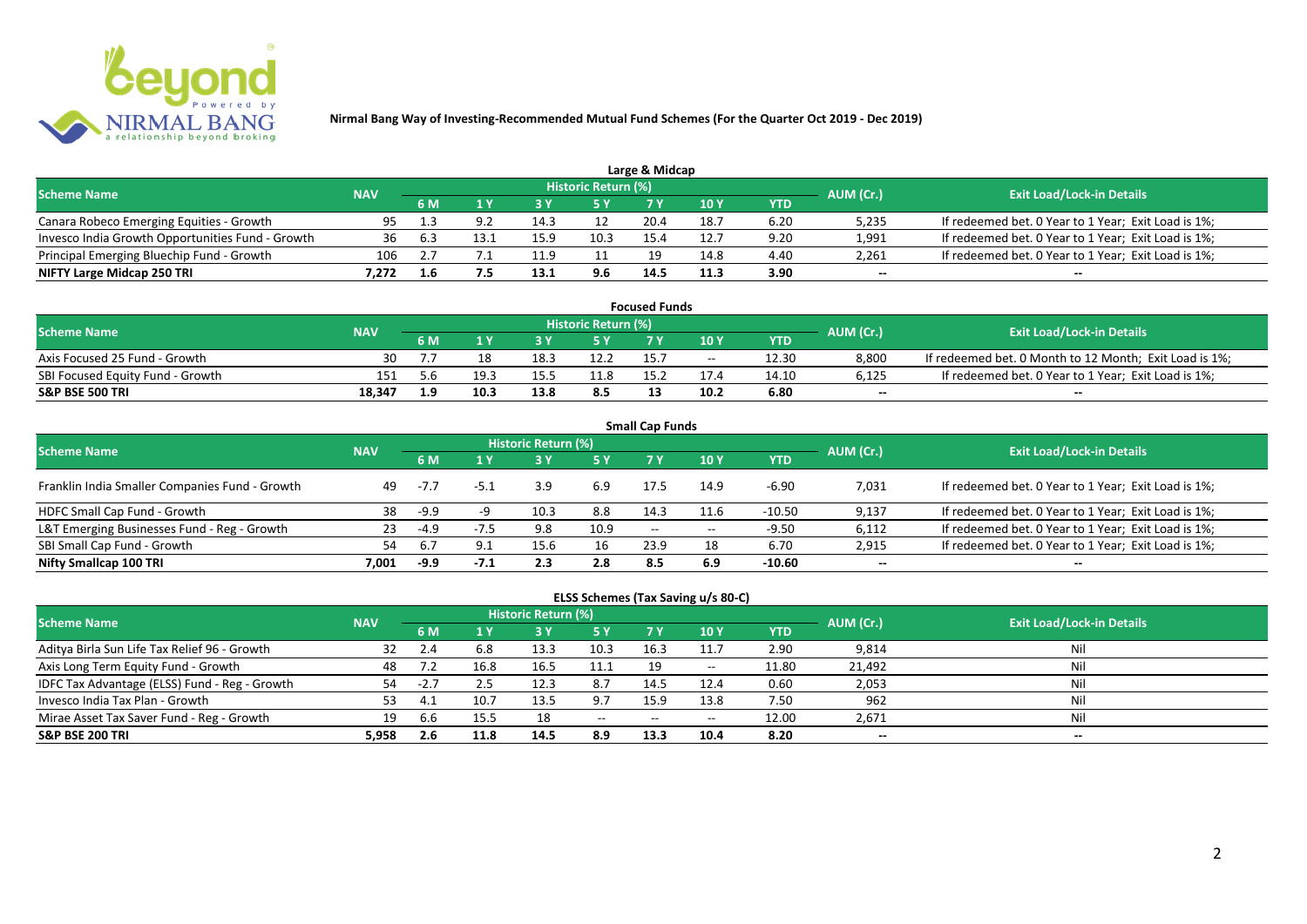## Nirmal Bang Way of Investing-Recommended Mutual Fund Schemes (For the Quarter Oct 2019 - Dec 2019)

### Large & Midcap

| Scheme Name | NAV | Historic Return (%) | | | | | | | AUM (Cr.) | Exit Load/Lock-in Details |
|---|---|---|---|---|---|---|---|---|---|---|
| | | 6 M | 1 Y | 3 Y | 5 Y | 7 Y | 10 Y | YTD | | |
| Canara Robeco Emerging Equities - Growth | 95 | 1.3 | 9.2 | 14.3 | 12 | 20.4 | 18.7 | 6.20 | 5,235 | If redeemed bet. 0 Year to 1 Year; Exit Load is 1%; |
| Invesco India Growth Opportunities Fund - Growth | 36 | 6.3 | 13.1 | 15.9 | 10.3 | 15.4 | 12.7 | 9.20 | 1,991 | If redeemed bet. 0 Year to 1 Year; Exit Load is 1%; |
| Principal Emerging Bluechip Fund - Growth | 106 | 2.7 | 7.1 | 11.9 | 11 | 19 | 14.8 | 4.40 | 2,261 | If redeemed bet. 0 Year to 1 Year; Exit Load is 1%; |
| **NIFTY Large Midcap 250 TRI** | **7,272** | **1.6** | **7.5** | **13.1** | **9.6** | **14.5** | **11.3** | **3.90** | -- | -- |

### Focused Funds

| Scheme Name | NAV | Historic Return (%) | | | | | | | AUM (Cr.) | Exit Load/Lock-in Details |
|---|---|---|---|---|---|---|---|---|---|---|
| | | 6 M | 1 Y | 3 Y | 5 Y | 7 Y | 10 Y | YTD | | |
| Axis Focused 25 Fund - Growth | 30 | 7.7 | 18 | 18.3 | 12.2 | 15.7 | -- | 12.30 | 8,800 | If redeemed bet. 0 Month to 12 Month; Exit Load is 1%; |
| SBI Focused Equity Fund - Growth | 151 | 5.6 | 19.3 | 15.5 | 11.8 | 15.2 | 17.4 | 14.10 | 6,125 | If redeemed bet. 0 Year to 1 Year; Exit Load is 1%; |
| **S&P BSE 500 TRI** | **18,347** | **1.9** | **10.3** | **13.8** | **8.5** | **13** | **10.2** | **6.80** | -- | -- |

### Small Cap Funds

| Scheme Name | NAV | Historic Return (%) | | | | | | | AUM (Cr.) | Exit Load/Lock-in Details |
|---|---|---|---|---|---|---|---|---|---|---|
| | | 6 M | 1 Y | 3 Y | 5 Y | 7 Y | 10 Y | YTD | | |
| Franklin India Smaller Companies Fund - Growth | 49 | -7.7 | -5.1 | 3.9 | 6.9 | 17.5 | 14.9 | -6.90 | 7,031 | If redeemed bet. 0 Year to 1 Year; Exit Load is 1%; |
| HDFC Small Cap Fund - Growth | 38 | -9.9 | -9 | 10.3 | 8.8 | 14.3 | 11.6 | -10.50 | 9,137 | If redeemed bet. 0 Year to 1 Year; Exit Load is 1%; |
| L&T Emerging Businesses Fund - Reg - Growth | 23 | -4.9 | -7.5 | 9.8 | 10.9 | -- | -- | -9.50 | 6,112 | If redeemed bet. 0 Year to 1 Year; Exit Load is 1%; |
| SBI Small Cap Fund - Growth | 54 | 6.7 | 9.1 | 15.6 | 16 | 23.9 | 18 | 6.70 | 2,915 | If redeemed bet. 0 Year to 1 Year; Exit Load is 1%; |
| **Nifty Smallcap 100 TRI** | **7,001** | **-9.9** | **-7.1** | **2.3** | **2.8** | **8.5** | **6.9** | **-10.60** | -- | -- |

### ELSS Schemes (Tax Saving u/s 80-C)

| Scheme Name | NAV | Historic Return (%) | | | | | | | AUM (Cr.) | Exit Load/Lock-in Details |
|---|---|---|---|---|---|---|---|---|---|---|
| | | 6 M | 1 Y | 3 Y | 5 Y | 7 Y | 10 Y | YTD | | |
| Aditya Birla Sun Life Tax Relief 96 - Growth | 32 | 2.4 | 6.8 | 13.3 | 10.3 | 16.3 | 11.7 | 2.90 | 9,814 | Nil |
| Axis Long Term Equity Fund - Growth | 48 | 7.2 | 16.8 | 16.5 | 11.1 | 19 | -- | 11.80 | 21,492 | Nil |
| IDFC Tax Advantage (ELSS) Fund - Reg - Growth | 54 | -2.7 | 2.5 | 12.3 | 8.7 | 14.5 | 12.4 | 0.60 | 2,053 | Nil |
| Invesco India Tax Plan - Growth | 53 | 4.1 | 10.7 | 13.5 | 9.7 | 15.9 | 13.8 | 7.50 | 962 | Nil |
| Mirae Asset Tax Saver Fund - Reg - Growth | 19 | 6.6 | 15.5 | 18 | -- | -- | -- | 12.00 | 2,671 | Nil |
| **S&P BSE 200 TRI** | **5,958** | **2.6** | **11.8** | **14.5** | **8.9** | **13.3** | **10.4** | **8.20** | -- | -- |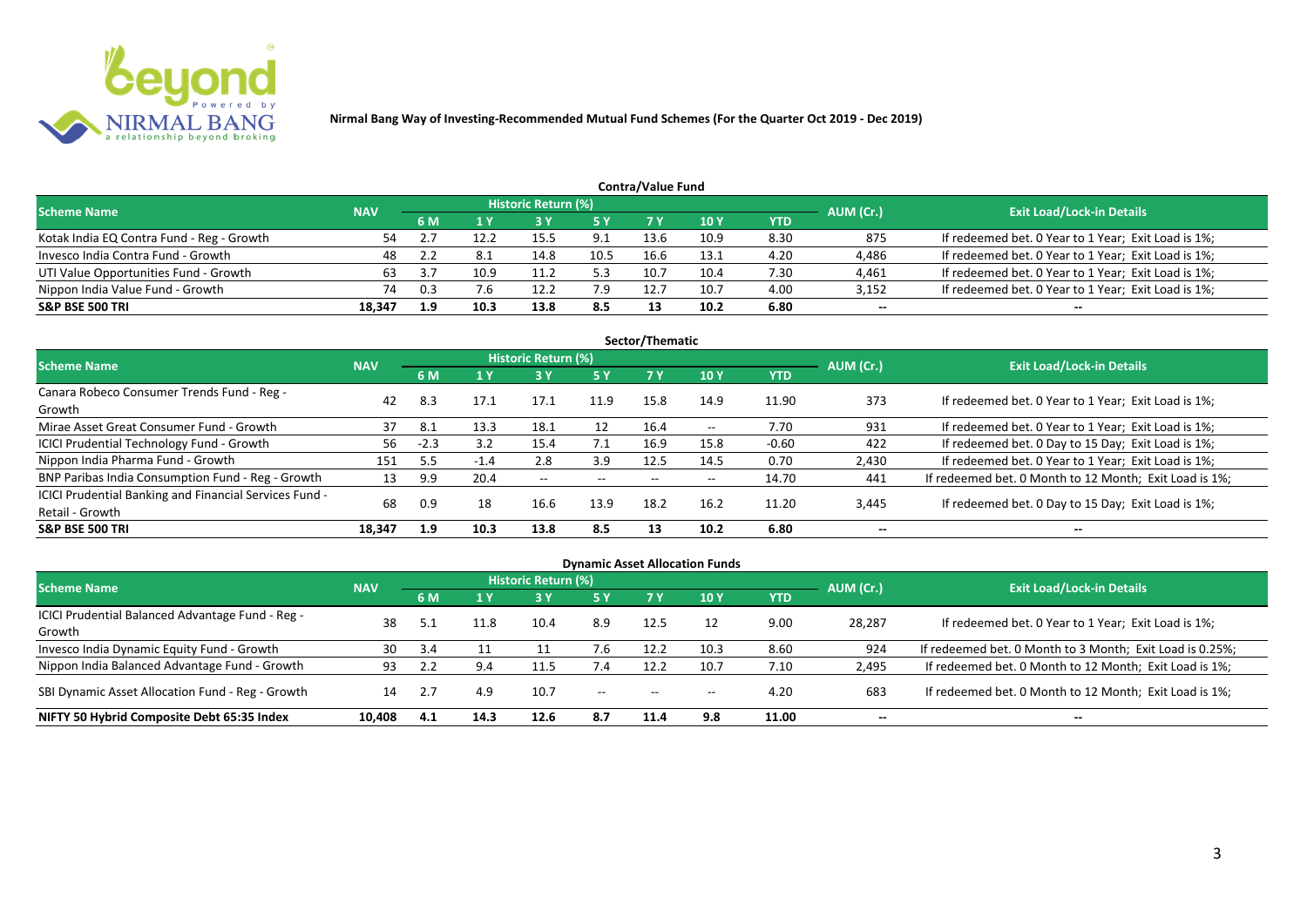# Nirmal Bang Way of Investing-Recommended Mutual Fund Schemes (For the Quarter Oct 2019 - Dec 2019)

## Contra/Value Fund

| Scheme Name | NAV | Historic Return (%) | | | | | | | AUM (Cr.) | Exit Load/Lock-in Details |
|---|---|---|---|---|---|---|---|---|---|---|
| | | 6 M | 1 Y | 3 Y | 5 Y | 7 Y | 10 Y | YTD | | |
| Kotak India EQ Contra Fund - Reg - Growth | 54 | 2.7 | 12.2 | 15.5 | 9.1 | 13.6 | 10.9 | 8.30 | 875 | If redeemed bet. 0 Year to 1 Year; Exit Load is 1%; |
| Invesco India Contra Fund - Growth | 48 | 2.2 | 8.1 | 14.8 | 10.5 | 16.6 | 13.1 | 4.20 | 4,486 | If redeemed bet. 0 Year to 1 Year; Exit Load is 1%; |
| UTI Value Opportunities Fund - Growth | 63 | 3.7 | 10.9 | 11.2 | 5.3 | 10.7 | 10.4 | 7.30 | 4,461 | If redeemed bet. 0 Year to 1 Year; Exit Load is 1%; |
| Nippon India Value Fund - Growth | 74 | 0.3 | 7.6 | 12.2 | 7.9 | 12.7 | 10.7 | 4.00 | 3,152 | If redeemed bet. 0 Year to 1 Year; Exit Load is 1%; |
| **S&P BSE 500 TRI** | **18,347** | **1.9** | **10.3** | **13.8** | **8.5** | **13** | **10.2** | **6.80** | **--** | **--** |

## Sector/Thematic

| Scheme Name | NAV | Historic Return (%) | | | | | | | AUM (Cr.) | Exit Load/Lock-in Details |
|---|---|---|---|---|---|---|---|---|---|---|
| | | 6 M | 1 Y | 3 Y | 5 Y | 7 Y | 10 Y | YTD | | |
| Canara Robeco Consumer Trends Fund - Reg - Growth | 42 | 8.3 | 17.1 | 17.1 | 11.9 | 15.8 | 14.9 | 11.90 | 373 | If redeemed bet. 0 Year to 1 Year; Exit Load is 1%; |
| Mirae Asset Great Consumer Fund - Growth | 37 | 8.1 | 13.3 | 18.1 | 12 | 16.4 | -- | 7.70 | 931 | If redeemed bet. 0 Year to 1 Year; Exit Load is 1%; |
| ICICI Prudential Technology Fund - Growth | 56 | -2.3 | 3.2 | 15.4 | 7.1 | 16.9 | 15.8 | -0.60 | 422 | If redeemed bet. 0 Day to 15 Day; Exit Load is 1%; |
| Nippon India Pharma Fund - Growth | 151 | 5.5 | -1.4 | 2.8 | 3.9 | 12.5 | 14.5 | 0.70 | 2,430 | If redeemed bet. 0 Year to 1 Year; Exit Load is 1%; |
| BNP Paribas India Consumption Fund - Reg - Growth | 13 | 9.9 | 20.4 | -- | -- | -- | -- | 14.70 | 441 | If redeemed bet. 0 Month to 12 Month; Exit Load is 1%; |
| ICICI Prudential Banking and Financial Services Fund - Retail - Growth | 68 | 0.9 | 18 | 16.6 | 13.9 | 18.2 | 16.2 | 11.20 | 3,445 | If redeemed bet. 0 Day to 15 Day; Exit Load is 1%; |
| **S&P BSE 500 TRI** | **18,347** | **1.9** | **10.3** | **13.8** | **8.5** | **13** | **10.2** | **6.80** | **--** | **--** |

## Dynamic Asset Allocation Funds

| Scheme Name | NAV | Historic Return (%) | | | | | | | AUM (Cr.) | Exit Load/Lock-in Details |
|---|---|---|---|---|---|---|---|---|---|---|
| | | 6 M | 1 Y | 3 Y | 5 Y | 7 Y | 10 Y | YTD | | |
| ICICI Prudential Balanced Advantage Fund - Reg - Growth | 38 | 5.1 | 11.8 | 10.4 | 8.9 | 12.5 | 12 | 9.00 | 28,287 | If redeemed bet. 0 Year to 1 Year; Exit Load is 1%; |
| Invesco India Dynamic Equity Fund - Growth | 30 | 3.4 | 11 | 11 | 7.6 | 12.2 | 10.3 | 8.60 | 924 | If redeemed bet. 0 Month to 3 Month; Exit Load is 0.25%; |
| Nippon India Balanced Advantage Fund - Growth | 93 | 2.2 | 9.4 | 11.5 | 7.4 | 12.2 | 10.7 | 7.10 | 2,495 | If redeemed bet. 0 Month to 12 Month; Exit Load is 1%; |
| SBI Dynamic Asset Allocation Fund - Reg - Growth | 14 | 2.7 | 4.9 | 10.7 | -- | -- | -- | 4.20 | 683 | If redeemed bet. 0 Month to 12 Month; Exit Load is 1%; |
| **NIFTY 50 Hybrid Composite Debt 65:35 Index** | **10,408** | **4.1** | **14.3** | **12.6** | **8.7** | **11.4** | **9.8** | **11.00** | **--** | **--** |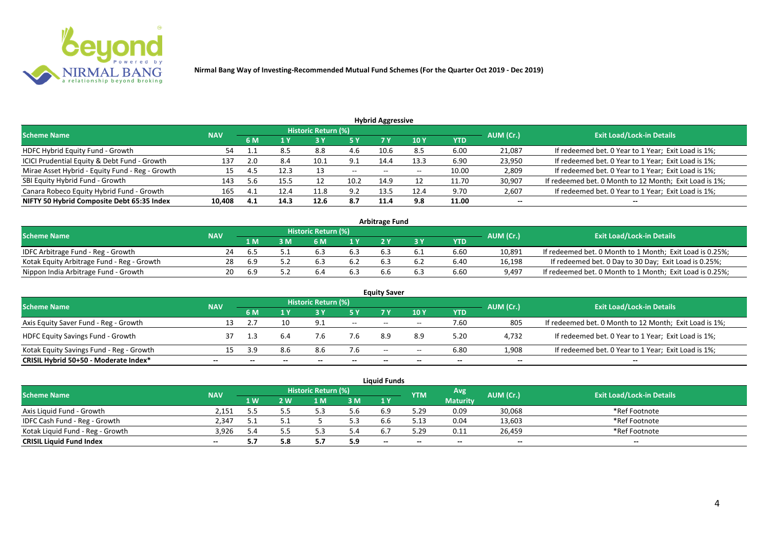**Nirmal Bang Way of Investing-Recommended Mutual Fund Schemes (For the Quarter Oct 2019 - Dec 2019)**

## Hybrid Aggressive

| Scheme Name | NAV | Historic Return (%) | | | | | | | AUM (Cr.) | Exit Load/Lock-in Details |
|---|---|---|---|---|---|---|---|---|---|---|
| | | 6 M | 1 Y | 3 Y | 5 Y | 7 Y | 10 Y | YTD | | |
| HDFC Hybrid Equity Fund - Growth | 54 | 1.1 | 8.5 | 8.8 | 4.6 | 10.6 | 8.5 | 6.00 | 21,087 | If redeemed bet. 0 Year to 1 Year; Exit Load is 1%; |
| ICICI Prudential Equity & Debt Fund - Growth | 137 | 2.0 | 8.4 | 10.1 | 9.1 | 14.4 | 13.3 | 6.90 | 23,950 | If redeemed bet. 0 Year to 1 Year; Exit Load is 1%; |
| Mirae Asset Hybrid - Equity Fund - Reg - Growth | 15 | 4.5 | 12.3 | 13 | -- | -- | -- | 10.00 | 2,809 | If redeemed bet. 0 Year to 1 Year; Exit Load is 1%; |
| SBI Equity Hybrid Fund - Growth | 143 | 5.6 | 15.5 | 12 | 10.2 | 14.9 | 12 | 11.70 | 30,907 | If redeemed bet. 0 Month to 12 Month; Exit Load is 1%; |
| Canara Robeco Equity Hybrid Fund - Growth | 165 | 4.1 | 12.4 | 11.8 | 9.2 | 13.5 | 12.4 | 9.70 | 2,607 | If redeemed bet. 0 Year to 1 Year; Exit Load is 1%; |
| **NIFTY 50 Hybrid Composite Debt 65:35 Index** | **10,408** | **4.1** | **14.3** | **12.6** | **8.7** | **11.4** | **9.8** | **11.00** | **--** | **--** |

## Arbitrage Fund

| Scheme Name | NAV | Historic Return (%) | | | | | | | AUM (Cr.) | Exit Load/Lock-in Details |
|---|---|---|---|---|---|---|---|---|---|---|
| | | 1 M | 3 M | 6 M | 1 Y | 2 Y | 3 Y | YTD | | |
| IDFC Arbitrage Fund - Reg - Growth | 24 | 6.5 | 5.1 | 6.3 | 6.3 | 6.3 | 6.1 | 6.60 | 10,891 | If redeemed bet. 0 Month to 1 Month; Exit Load is 0.25%; |
| Kotak Equity Arbitrage Fund - Reg - Growth | 28 | 6.9 | 5.2 | 6.3 | 6.2 | 6.3 | 6.2 | 6.40 | 16,198 | If redeemed bet. 0 Day to 30 Day; Exit Load is 0.25%; |
| Nippon India Arbitrage Fund - Growth | 20 | 6.9 | 5.2 | 6.4 | 6.3 | 6.6 | 6.3 | 6.60 | 9,497 | If redeemed bet. 0 Month to 1 Month; Exit Load is 0.25%; |

## Equity Saver

| Scheme Name | NAV | Historic Return (%) | | | | | | | AUM (Cr.) | Exit Load/Lock-in Details |
|---|---|---|---|---|---|---|---|---|---|---|
| | | 6 M | 1 Y | 3 Y | 5 Y | 7 Y | 10 Y | YTD | | |
| Axis Equity Saver Fund - Reg - Growth | 13 | 2.7 | 10 | 9.1 | -- | -- | -- | 7.60 | 805 | If redeemed bet. 0 Month to 12 Month; Exit Load is 1%; |
| HDFC Equity Savings Fund - Growth | 37 | 1.3 | 6.4 | 7.6 | 7.6 | 8.9 | 8.9 | 5.20 | 4,732 | If redeemed bet. 0 Year to 1 Year; Exit Load is 1%; |
| Kotak Equity Savings Fund - Reg - Growth | 15 | 3.9 | 8.6 | 8.6 | 7.6 | -- | -- | 6.80 | 1,908 | If redeemed bet. 0 Year to 1 Year; Exit Load is 1%; |
| **CRISIL Hybrid 50+50 - Moderate Index*** | **--** | **--** | **--** | **--** | **--** | **--** | **--** | **--** | **--** | **--** |

## Liquid Funds

| Scheme Name | NAV | Historic Return (%) | | | | | YTM | Avg Maturity | AUM (Cr.) | Exit Load/Lock-in Details |
|---|---|---|---|---|---|---|---|---|---|---|
| | | 1 W | 2 W | 1 M | 3 M | 1 Y | | | | |
| Axis Liquid Fund - Growth | 2,151 | 5.5 | 5.5 | 5.3 | 5.6 | 6.9 | 5.29 | 0.09 | 30,068 | *Ref Footnote |
| IDFC Cash Fund - Reg - Growth | 2,347 | 5.1 | 5.1 | 5 | 5.3 | 6.6 | 5.13 | 0.04 | 13,603 | *Ref Footnote |
| Kotak Liquid Fund - Reg - Growth | 3,926 | 5.4 | 5.5 | 5.3 | 5.4 | 6.7 | 5.29 | 0.11 | 26,459 | *Ref Footnote |
| **CRISIL Liquid Fund Index** | **--** | **5.7** | **5.8** | **5.7** | **5.9** | **--** | **--** | **--** | **--** | **--** |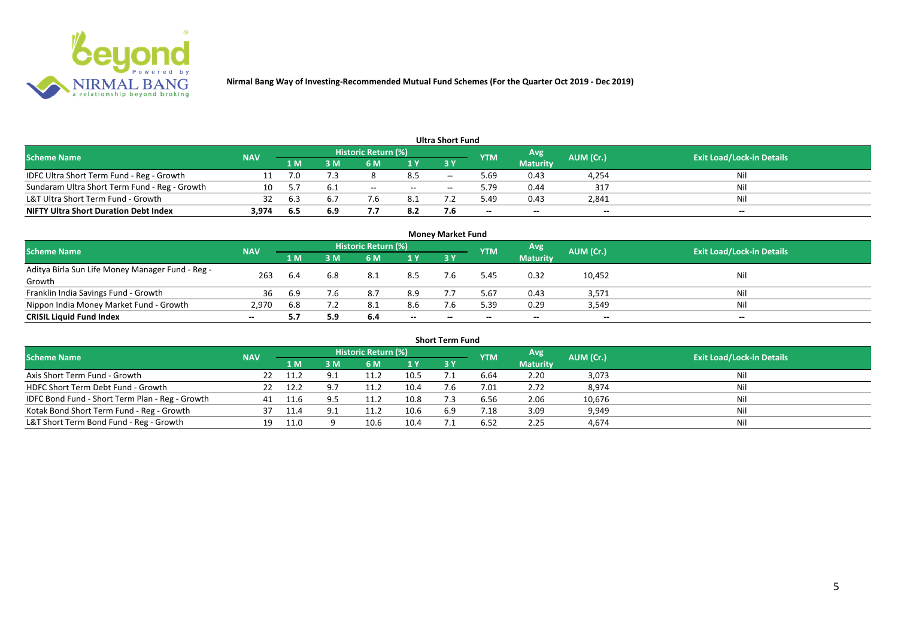Nirmal Bang Way of Investing-Recommended Mutual Fund Schemes (For the Quarter Oct 2019 - Dec 2019)

## Ultra Short Fund

| Scheme Name | NAV | Historic Return (%) | | | | | YTM | Avg Maturity | AUM (Cr.) | Exit Load/Lock-in Details |
|---|---|---|---|---|---|---|---|---|---|---|
| | | 1 M | 3 M | 6 M | 1 Y | 3 Y | | | | |
| IDFC Ultra Short Term Fund - Reg - Growth | 11 | 7.0 | 7.3 | 8 | 8.5 | -- | 5.69 | 0.43 | 4,254 | Nil |
| Sundaram Ultra Short Term Fund - Reg - Growth | 10 | 5.7 | 6.1 | -- | -- | -- | 5.79 | 0.44 | 317 | Nil |
| L&T Ultra Short Term Fund - Growth | 32 | 6.3 | 6.7 | 7.6 | 8.1 | 7.2 | 5.49 | 0.43 | 2,841 | Nil |
| **NIFTY Ultra Short Duration Debt Index** | **3,974** | **6.5** | **6.9** | **7.7** | **8.2** | **7.6** | **--** | **--** | **--** | **--** |

## Money Market Fund

| Scheme Name | NAV | Historic Return (%) | | | | | YTM | Avg Maturity | AUM (Cr.) | Exit Load/Lock-in Details |
|---|---|---|---|---|---|---|---|---|---|---|
| | | 1 M | 3 M | 6 M | 1 Y | 3 Y | | | | |
| Aditya Birla Sun Life Money Manager Fund - Reg - Growth | 263 | 6.4 | 6.8 | 8.1 | 8.5 | 7.6 | 5.45 | 0.32 | 10,452 | Nil |
| Franklin India Savings Fund - Growth | 36 | 6.9 | 7.6 | 8.7 | 8.9 | 7.7 | 5.67 | 0.43 | 3,571 | Nil |
| Nippon India Money Market Fund - Growth | 2,970 | 6.8 | 7.2 | 8.1 | 8.6 | 7.6 | 5.39 | 0.29 | 3,549 | Nil |
| **CRISIL Liquid Fund Index** | **--** | **5.7** | **5.9** | **6.4** | **--** | **--** | **--** | **--** | **--** | **--** |

## Short Term Fund

| Scheme Name | NAV | Historic Return (%) | | | | | YTM | Avg Maturity | AUM (Cr.) | Exit Load/Lock-in Details |
|---|---|---|---|---|---|---|---|---|---|---|
| | | 1 M | 3 M | 6 M | 1 Y | 3 Y | | | | |
| Axis Short Term Fund - Growth | 22 | 11.2 | 9.1 | 11.2 | 10.5 | 7.1 | 6.64 | 2.20 | 3,073 | Nil |
| HDFC Short Term Debt Fund - Growth | 22 | 12.2 | 9.7 | 11.2 | 10.4 | 7.6 | 7.01 | 2.72 | 8,974 | Nil |
| IDFC Bond Fund - Short Term Plan - Reg - Growth | 41 | 11.6 | 9.5 | 11.2 | 10.8 | 7.3 | 6.56 | 2.06 | 10,676 | Nil |
| Kotak Bond Short Term Fund - Reg - Growth | 37 | 11.4 | 9.1 | 11.2 | 10.6 | 6.9 | 7.18 | 3.09 | 9,949 | Nil |
| L&T Short Term Bond Fund - Reg - Growth | 19 | 11.0 | 9 | 10.6 | 10.4 | 7.1 | 6.52 | 2.25 | 4,674 | Nil |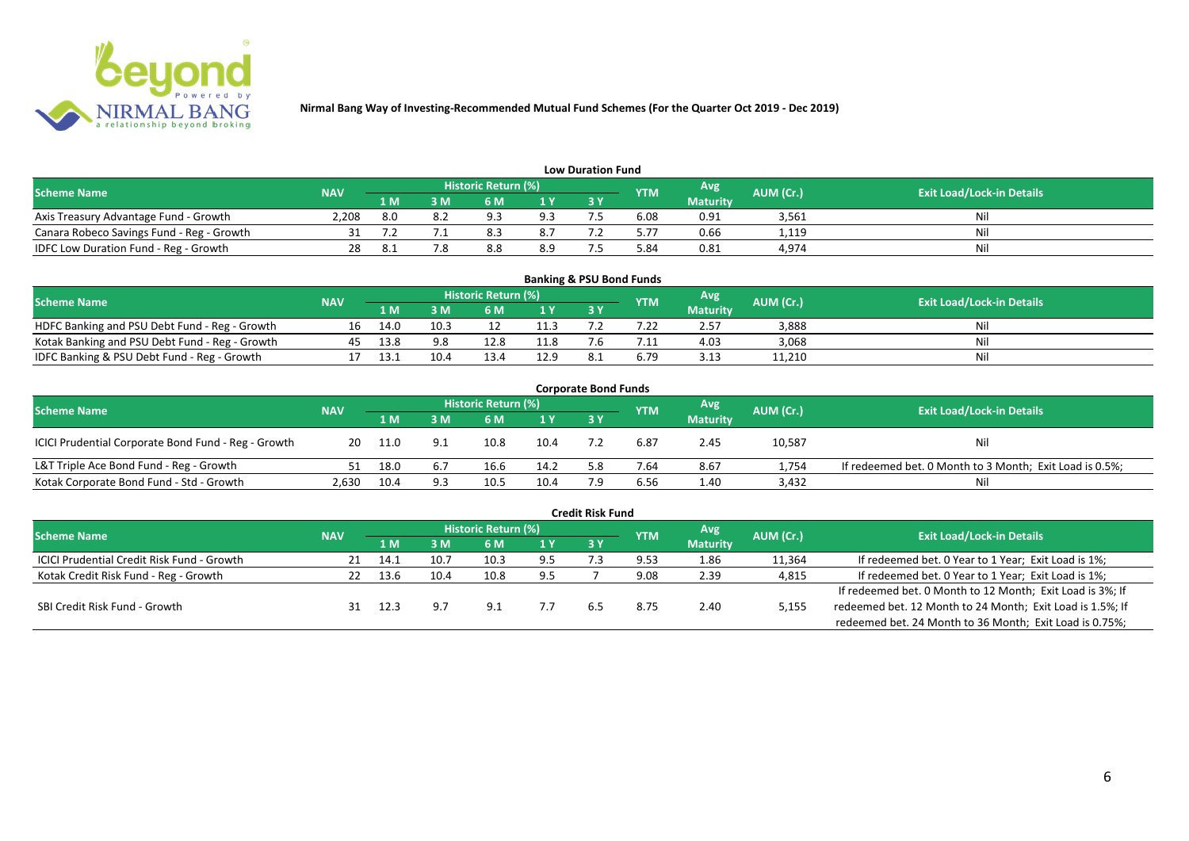**Nirmal Bang Way of Investing-Recommended Mutual Fund Schemes (For the Quarter Oct 2019 - Dec 2019)**

## Low Duration Fund

| Scheme Name | NAV | Historic Return (%) | | | | | YTM | Avg Maturity | AUM (Cr.) | Exit Load/Lock-in Details |
|---|---|---|---|---|---|---|---|---|---|---|
| | | 1 M | 3 M | 6 M | 1 Y | 3 Y | | | | |
| Axis Treasury Advantage Fund - Growth | 2,208 | 8.0 | 8.2 | 9.3 | 9.3 | 7.5 | 6.08 | 0.91 | 3,561 | Nil |
| Canara Robeco Savings Fund - Reg - Growth | 31 | 7.2 | 7.1 | 8.3 | 8.7 | 7.2 | 5.77 | 0.66 | 1,119 | Nil |
| IDFC Low Duration Fund - Reg - Growth | 28 | 8.1 | 7.8 | 8.8 | 8.9 | 7.5 | 5.84 | 0.81 | 4,974 | Nil |

## Banking & PSU Bond Funds

| Scheme Name | NAV | Historic Return (%) | | | | | YTM | Avg Maturity | AUM (Cr.) | Exit Load/Lock-in Details |
|---|---|---|---|---|---|---|---|---|---|---|
| | | 1 M | 3 M | 6 M | 1 Y | 3 Y | | | | |
| HDFC Banking and PSU Debt Fund - Reg - Growth | 16 | 14.0 | 10.3 | 12 | 11.3 | 7.2 | 7.22 | 2.57 | 3,888 | Nil |
| Kotak Banking and PSU Debt Fund - Reg - Growth | 45 | 13.8 | 9.8 | 12.8 | 11.8 | 7.6 | 7.11 | 4.03 | 3,068 | Nil |
| IDFC Banking & PSU Debt Fund - Reg - Growth | 17 | 13.1 | 10.4 | 13.4 | 12.9 | 8.1 | 6.79 | 3.13 | 11,210 | Nil |

## Corporate Bond Funds

| Scheme Name | NAV | Historic Return (%) | | | | | YTM | Avg Maturity | AUM (Cr.) | Exit Load/Lock-in Details |
|---|---|---|---|---|---|---|---|---|---|---|
| | | 1 M | 3 M | 6 M | 1 Y | 3 Y | | | | |
| ICICI Prudential Corporate Bond Fund - Reg - Growth | 20 | 11.0 | 9.1 | 10.8 | 10.4 | 7.2 | 6.87 | 2.45 | 10,587 | Nil |
| L&T Triple Ace Bond Fund - Reg - Growth | 51 | 18.0 | 6.7 | 16.6 | 14.2 | 5.8 | 7.64 | 8.67 | 1,754 | If redeemed bet. 0 Month to 3 Month; Exit Load is 0.5%; |
| Kotak Corporate Bond Fund - Std - Growth | 2,630 | 10.4 | 9.3 | 10.5 | 10.4 | 7.9 | 6.56 | 1.40 | 3,432 | Nil |

## Credit Risk Fund

| Scheme Name | NAV | Historic Return (%) | | | | | YTM | Avg Maturity | AUM (Cr.) | Exit Load/Lock-in Details |
|---|---|---|---|---|---|---|---|---|---|---|
| | | 1 M | 3 M | 6 M | 1 Y | 3 Y | | | | |
| ICICI Prudential Credit Risk Fund - Growth | 21 | 14.1 | 10.7 | 10.3 | 9.5 | 7.3 | 9.53 | 1.86 | 11,364 | If redeemed bet. 0 Year to 1 Year; Exit Load is 1%; |
| Kotak Credit Risk Fund - Reg - Growth | 22 | 13.6 | 10.4 | 10.8 | 9.5 | 7 | 9.08 | 2.39 | 4,815 | If redeemed bet. 0 Year to 1 Year; Exit Load is 1%; |
| SBI Credit Risk Fund - Growth | 31 | 12.3 | 9.7 | 9.1 | 7.7 | 6.5 | 8.75 | 2.40 | 5,155 | If redeemed bet. 0 Month to 12 Month; Exit Load is 3%; If redeemed bet. 12 Month to 24 Month; Exit Load is 1.5%; If redeemed bet. 24 Month to 36 Month; Exit Load is 0.75%; |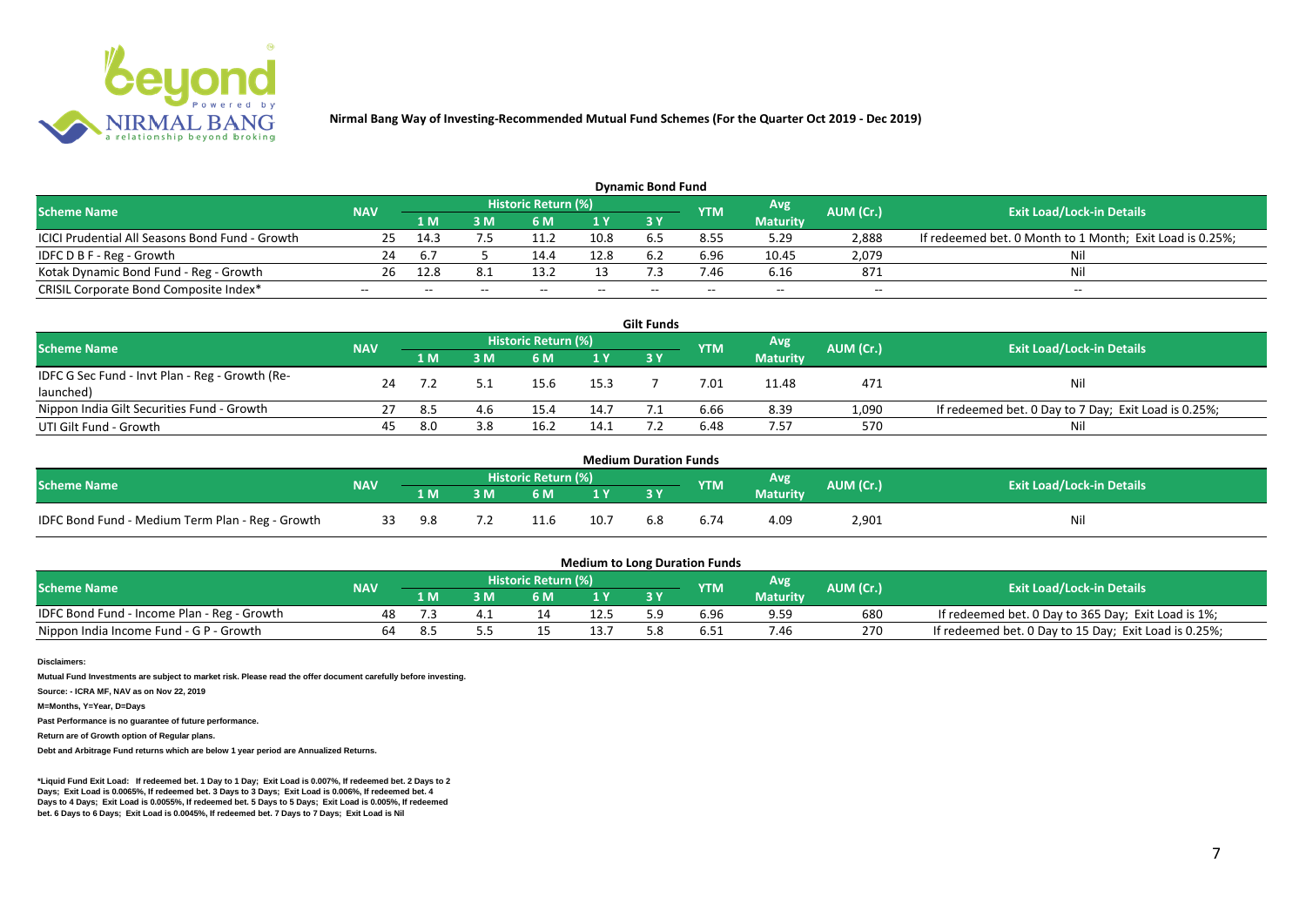**Nirmal Bang Way of Investing-Recommended Mutual Fund Schemes (For the Quarter Oct 2019 - Dec 2019)**

## Dynamic Bond Fund

| Scheme Name | NAV | Historic Return (%) | | | | | YTM | Avg Maturity | AUM (Cr.) | Exit Load/Lock-in Details |
|---|---|---|---|---|---|---|---|---|---|---|
| | | 1 M | 3 M | 6 M | 1 Y | 3 Y | | | | |
| ICICI Prudential All Seasons Bond Fund - Growth | 25 | 14.3 | 7.5 | 11.2 | 10.8 | 6.5 | 8.55 | 5.29 | 2,888 | If redeemed bet. 0 Month to 1 Month; Exit Load is 0.25%; |
| IDFC D B F - Reg - Growth | 24 | 6.7 | 5 | 14.4 | 12.8 | 6.2 | 6.96 | 10.45 | 2,079 | Nil |
| Kotak Dynamic Bond Fund - Reg - Growth | 26 | 12.8 | 8.1 | 13.2 | 13 | 7.3 | 7.46 | 6.16 | 871 | Nil |
| CRISIL Corporate Bond Composite Index* | -- | -- | -- | -- | -- | -- | -- | -- | -- | -- |

## Gilt Funds

| Scheme Name | NAV | Historic Return (%) | | | | | YTM | Avg Maturity | AUM (Cr.) | Exit Load/Lock-in Details |
|---|---|---|---|---|---|---|---|---|---|---|
| | | 1 M | 3 M | 6 M | 1 Y | 3 Y | | | | |
| IDFC G Sec Fund - Invt Plan - Reg - Growth (Re-launched) | 24 | 7.2 | 5.1 | 15.6 | 15.3 | 7 | 7.01 | 11.48 | 471 | Nil |
| Nippon India Gilt Securities Fund - Growth | 27 | 8.5 | 4.6 | 15.4 | 14.7 | 7.1 | 6.66 | 8.39 | 1,090 | If redeemed bet. 0 Day to 7 Day; Exit Load is 0.25%; |
| UTI Gilt Fund - Growth | 45 | 8.0 | 3.8 | 16.2 | 14.1 | 7.2 | 6.48 | 7.57 | 570 | Nil |

## Medium Duration Funds

| Scheme Name | NAV | Historic Return (%) | | | | | YTM | Avg Maturity | AUM (Cr.) | Exit Load/Lock-in Details |
|---|---|---|---|---|---|---|---|---|---|---|
| | | 1 M | 3 M | 6 M | 1 Y | 3 Y | | | | |
| IDFC Bond Fund - Medium Term Plan - Reg - Growth | 33 | 9.8 | 7.2 | 11.6 | 10.7 | 6.8 | 6.74 | 4.09 | 2,901 | Nil |

## Medium to Long Duration Funds

| Scheme Name | NAV | Historic Return (%) | | | | | YTM | Avg Maturity | AUM (Cr.) | Exit Load/Lock-in Details |
|---|---|---|---|---|---|---|---|---|---|---|
| | | 1 M | 3 M | 6 M | 1 Y | 3 Y | | | | |
| IDFC Bond Fund - Income Plan - Reg - Growth | 48 | 7.3 | 4.1 | 14 | 12.5 | 5.9 | 6.96 | 9.59 | 680 | If redeemed bet. 0 Day to 365 Day; Exit Load is 1%; |
| Nippon India Income Fund - G P - Growth | 64 | 8.5 | 5.5 | 15 | 13.7 | 5.8 | 6.51 | 7.46 | 270 | If redeemed bet. 0 Day to 15 Day; Exit Load is 0.25%; |

**Disclaimers:**

**Mutual Fund Investments are subject to market risk. Please read the offer document carefully before investing.**

**Source: - ICRA MF, NAV as on Nov 22, 2019**

**M=Months, Y=Year, D=Days**

**Past Performance is no guarantee of future performance.**

**Return are of Growth option of Regular plans.**

**Debt and Arbitrage Fund returns which are below 1 year period are Annualized Returns.**

**\*Liquid Fund Exit Load: If redeemed bet. 1 Day to 1 Day; Exit Load is 0.007%, If redeemed bet. 2 Days to 2 Days; Exit Load is 0.0065%, If redeemed bet. 3 Days to 3 Days; Exit Load is 0.006%, If redeemed bet. 4 Days to 4 Days; Exit Load is 0.0055%, If redeemed bet. 5 Days to 5 Days; Exit Load is 0.005%, If redeemed bet. 6 Days to 6 Days; Exit Load is 0.0045%, If redeemed bet. 7 Days to 7 Days; Exit Load is Nil**